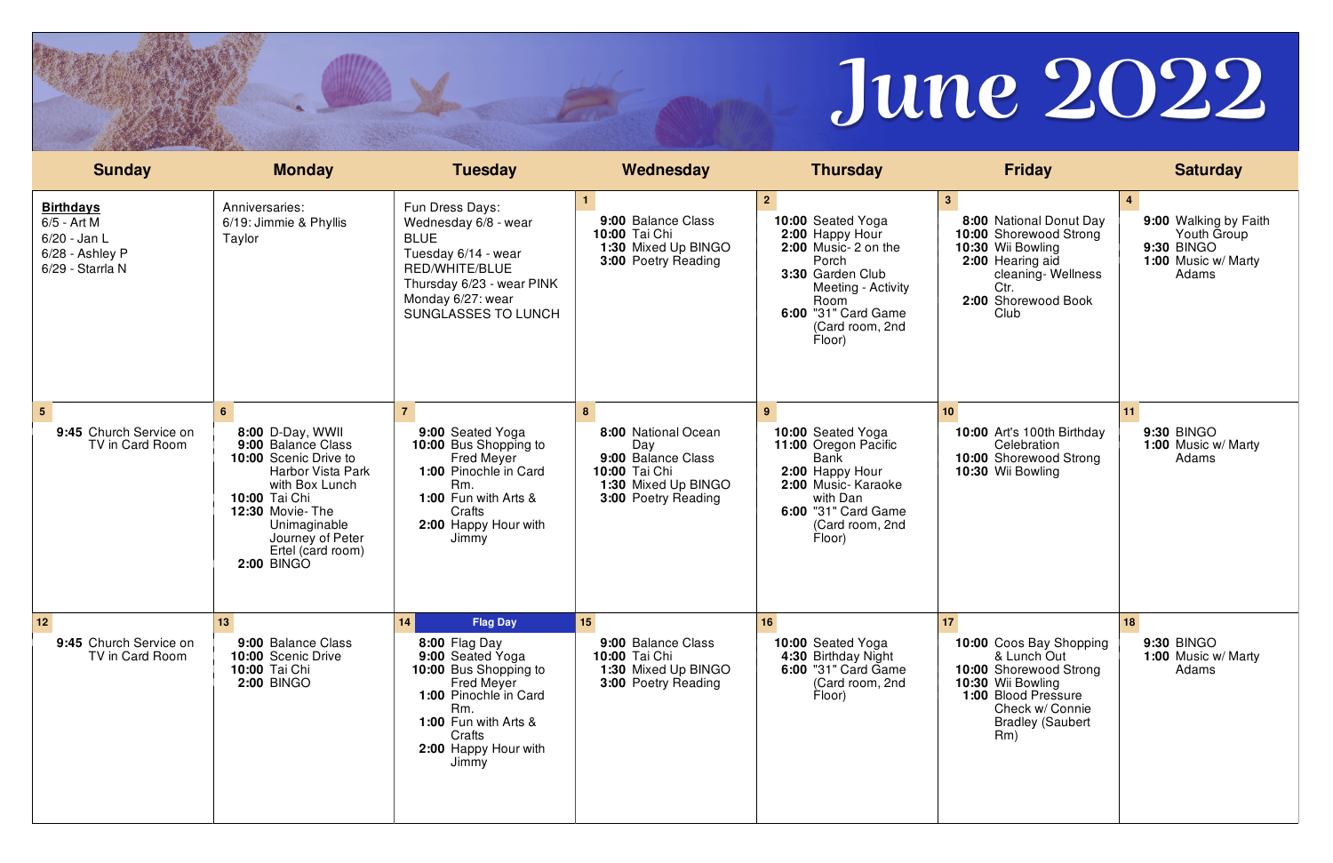# June 2022

| Sunday | Monday | Tuesday | Wednesday | Thursday | Friday | Saturday |
|---|---|---|---|---|---|---|
| **Birthdays**<br>6/5 - Art M<br>6/20 - Jan L<br>6/28 - Ashley P<br>6/29 - Starrla N | Anniversaries:<br>6/19: Jimmie & Phyllis Taylor | Fun Dress Days:<br>Wednesday 6/8 - wear BLUE<br>Tuesday 6/14 - wear RED/WHITE/BLUE<br>Thursday 6/23 - wear PINK<br>Monday 6/27: wear SUNGLASSES TO LUNCH | **1**<br>**9:00** Balance Class<br>**10:00** Tai Chi<br>**1:30** Mixed Up BINGO<br>**3:00** Poetry Reading | **2**<br>**10:00** Seated Yoga<br>**2:00** Happy Hour<br>**2:00** Music- 2 on the Porch<br>**3:30** Garden Club Meeting - Activity Room<br>**6:00** "31" Card Game (Card room, 2nd Floor) | **3**<br>**8:00** National Donut Day<br>**10:00** Shorewood Strong<br>**10:30** Wii Bowling<br>**2:00** Hearing aid cleaning- Wellness Ctr.<br>**2:00** Shorewood Book Club | **4**<br>**9:00** Walking by Faith Youth Group<br>**9:30** BINGO<br>**1:00** Music w/ Marty Adams |
| **5**<br>**9:45** Church Service on TV in Card Room | **6**<br>**8:00** D-Day, WWII<br>**9:00** Balance Class<br>**10:00** Scenic Drive to Harbor Vista Park with Box Lunch<br>**10:00** Tai Chi<br>**12:30** Movie- The Unimaginable Journey of Peter Ertel (card room)<br>**2:00** BINGO | **7**<br>**9:00** Seated Yoga<br>**10:00** Bus Shopping to Fred Meyer<br>**1:00** Pinochle in Card Rm.<br>**1:00** Fun with Arts & Crafts<br>**2:00** Happy Hour with Jimmy | **8**<br>**8:00** National Ocean Day<br>**9:00** Balance Class<br>**10:00** Tai Chi<br>**1:30** Mixed Up BINGO<br>**3:00** Poetry Reading | **9**<br>**10:00** Seated Yoga<br>**11:00** Oregon Pacific Bank<br>**2:00** Happy Hour<br>**2:00** Music- Karaoke with Dan<br>**6:00** "31" Card Game (Card room, 2nd Floor) | **10**<br>**10:00** Art's 100th Birthday Celebration<br>**10:00** Shorewood Strong<br>**10:30** Wii Bowling | **11**<br>**9:30** BINGO<br>**1:00** Music w/ Marty Adams |
| **12**<br>**9:45** Church Service on TV in Card Room | **13**<br>**9:00** Balance Class<br>**10:00** Scenic Drive<br>**10:00** Tai Chi<br>**2:00** BINGO | **14** **Flag Day**<br>**8:00** Flag Day<br>**9:00** Seated Yoga<br>**10:00** Bus Shopping to Fred Meyer<br>**1:00** Pinochle in Card Rm.<br>**1:00** Fun with Arts & Crafts<br>**2:00** Happy Hour with Jimmy | **15**<br>**9:00** Balance Class<br>**10:00** Tai Chi<br>**1:30** Mixed Up BINGO<br>**3:00** Poetry Reading | **16**<br>**10:00** Seated Yoga<br>**4:30** Birthday Night<br>**6:00** "31" Card Game (Card room, 2nd Floor) | **17**<br>**10:00** Coos Bay Shopping & Lunch Out<br>**10:00** Shorewood Strong<br>**10:30** Wii Bowling<br>**1:00** Blood Pressure Check w/ Connie Bradley (Saubert Rm) | **18**<br>**9:30** BINGO<br>**1:00** Music w/ Marty Adams |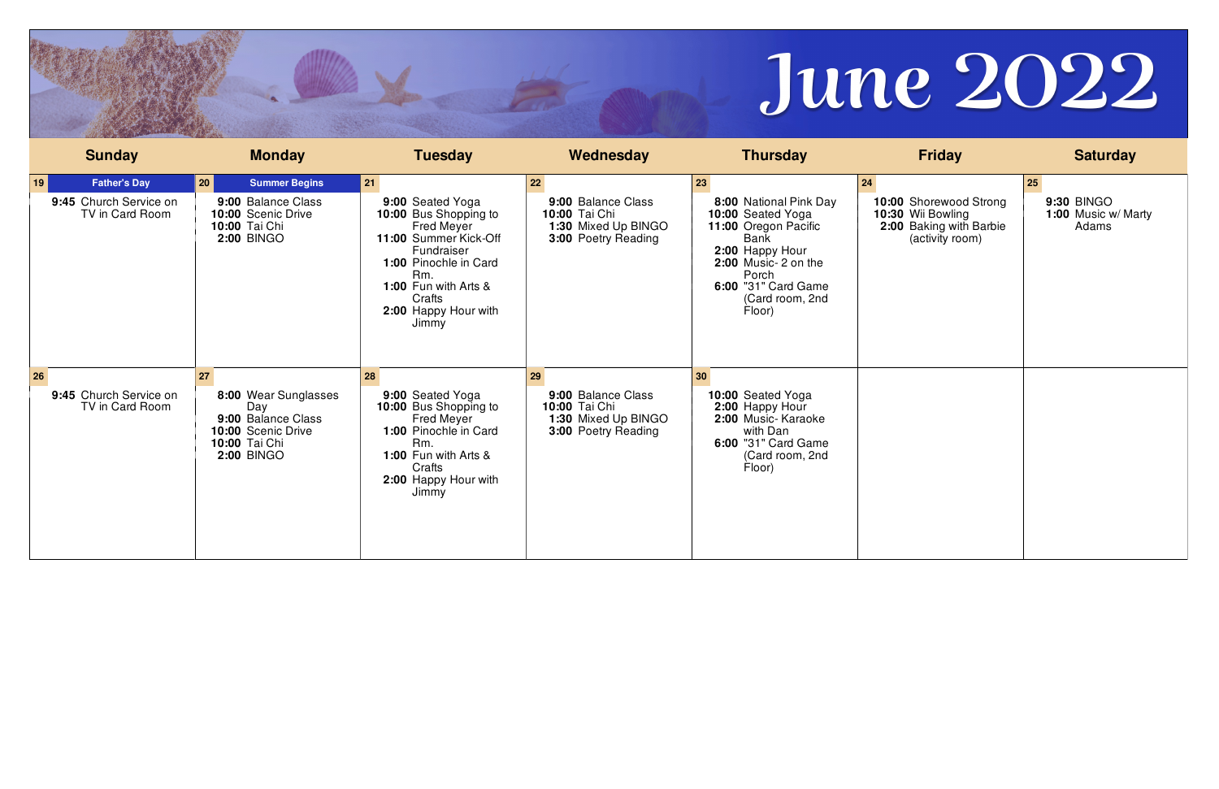# June 2022

| Sunday | Monday | Tuesday | Wednesday | Thursday | Friday | Saturday |
|---|---|---|---|---|---|---|
| 19 **Father's Day**<br>**9:45** Church Service on TV in Card Room | 20 **Summer Begins**<br>**9:00** Balance Class<br>**10:00** Scenic Drive<br>**10:00** Tai Chi<br>**2:00** BINGO | 21<br>**9:00** Seated Yoga<br>**10:00** Bus Shopping to Fred Meyer<br>**11:00** Summer Kick-Off Fundraiser<br>**1:00** Pinochle in Card Rm.<br>**1:00** Fun with Arts & Crafts<br>**2:00** Happy Hour with Jimmy | 22<br>**9:00** Balance Class<br>**10:00** Tai Chi<br>**1:30** Mixed Up BINGO<br>**3:00** Poetry Reading | 23<br>**8:00** National Pink Day<br>**10:00** Seated Yoga<br>**11:00** Oregon Pacific Bank<br>**2:00** Happy Hour<br>**2:00** Music- 2 on the Porch<br>**6:00** "31" Card Game (Card room, 2nd Floor) | 24<br>**10:00** Shorewood Strong<br>**10:30** Wii Bowling<br>**2:00** Baking with Barbie (activity room) | 25<br>**9:30** BINGO<br>**1:00** Music w/ Marty Adams |
| 26<br>**9:45** Church Service on TV in Card Room | 27<br>**8:00** Wear Sunglasses Day<br>**9:00** Balance Class<br>**10:00** Scenic Drive<br>**10:00** Tai Chi<br>**2:00** BINGO | 28<br>**9:00** Seated Yoga<br>**10:00** Bus Shopping to Fred Meyer<br>**1:00** Pinochle in Card Rm.<br>**1:00** Fun with Arts & Crafts<br>**2:00** Happy Hour with Jimmy | 29<br>**9:00** Balance Class<br>**10:00** Tai Chi<br>**1:30** Mixed Up BINGO<br>**3:00** Poetry Reading | 30<br>**10:00** Seated Yoga<br>**2:00** Happy Hour<br>**2:00** Music- Karaoke with Dan<br>**6:00** "31" Card Game (Card room, 2nd Floor) | | |